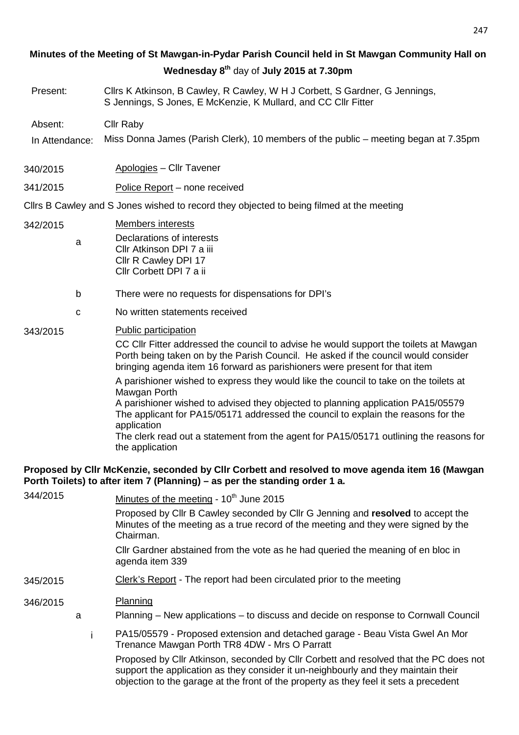**Minutes of the Meeting of St Mawgan-in-Pydar Parish Council held in St Mawgan Community Hall on Wednesday 8th day of July 2015 at 7.30pm**

Present: Cllrs K Atkinson, B Cawley, R Cawley, W H J Corbett, S Gardner, G Jennings, S Jennings, S Jones, E McKenzie, K Mullard, and CC Cllr Fitter

Absent: Cllr Raby

In Attendance: Miss Donna James (Parish Clerk), 10 members of the public – meeting began at 7.35pm

340/2015 Apologies – Cllr Tavener

341/2015 Police Report – none received

Cllrs B Cawley and S Jones wished to record they objected to being filmed at the meeting

342/2015 Members interests

a Declarations of interests
Cllr Atkinson DPI 7 a iii
Cllr R Cawley DPI 17
Cllr Corbett DPI 7 a ii

b There were no requests for dispensations for DPI's

c No written statements received

343/2015 Public participation

CC Cllr Fitter addressed the council to advise he would support the toilets at Mawgan Porth being taken on by the Parish Council. He asked if the council would consider bringing agenda item 16 forward as parishioners were present for that item

A parishioner wished to express they would like the council to take on the toilets at Mawgan Porth
A parishioner wished to advised they objected to planning application PA15/05579
The applicant for PA15/05171 addressed the council to explain the reasons for the application
The clerk read out a statement from the agent for PA15/05171 outlining the reasons for the application

**Proposed by Cllr McKenzie, seconded by Cllr Corbett and resolved to move agenda item 16 (Mawgan Porth Toilets) to after item 7 (Planning) – as per the standing order 1 a.**

344/2015 Minutes of the meeting - 10th June 2015

Proposed by Cllr B Cawley seconded by Cllr G Jenning and **resolved** to accept the Minutes of the meeting as a true record of the meeting and they were signed by the Chairman.

Cllr Gardner abstained from the vote as he had queried the meaning of en bloc in agenda item 339

345/2015 Clerk's Report - The report had been circulated prior to the meeting

346/2015 Planning

a Planning – New applications – to discuss and decide on response to Cornwall Council

i PA15/05579 - Proposed extension and detached garage - Beau Vista Gwel An Mor Trenance Mawgan Porth TR8 4DW - Mrs O Parratt

Proposed by Cllr Atkinson, seconded by Cllr Corbett and resolved that the PC does not support the application as they consider it un-neighbourly and they maintain their objection to the garage at the front of the property as they feel it sets a precedent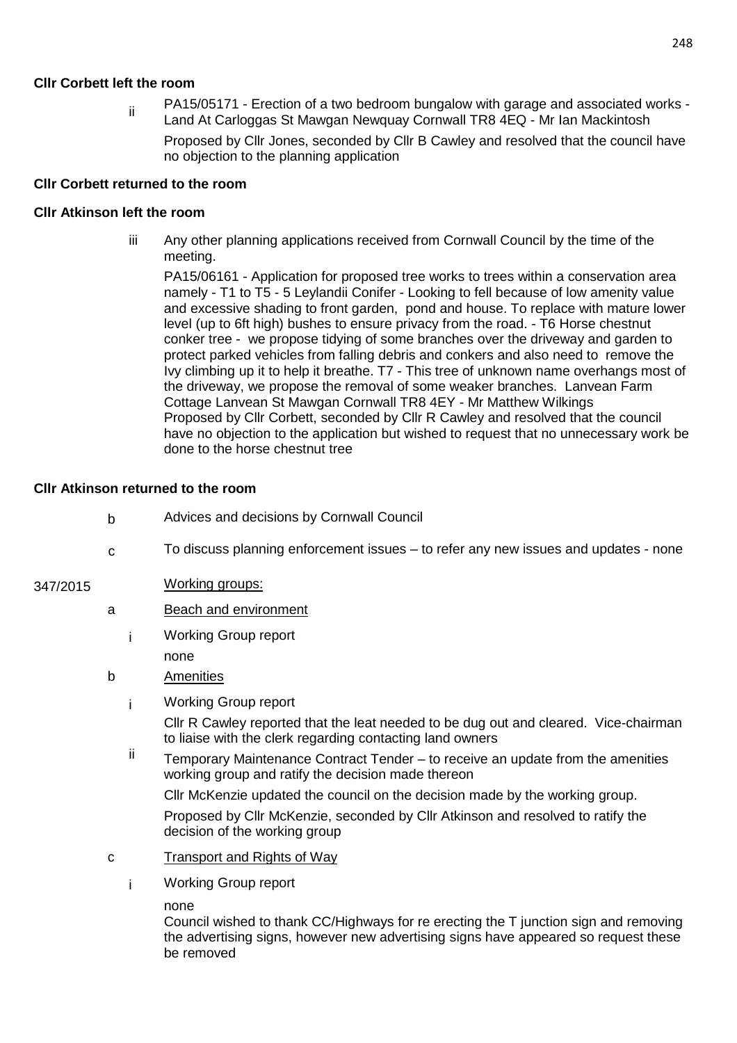**Cllr Corbett left the room**

ii PA15/05171 - Erection of a two bedroom bungalow with garage and associated works - Land At Carloggas St Mawgan Newquay Cornwall TR8 4EQ - Mr Ian Mackintosh

Proposed by Cllr Jones, seconded by Cllr B Cawley and resolved that the council have no objection to the planning application

**Cllr Corbett returned to the room**

**Cllr Atkinson left the room**

iii Any other planning applications received from Cornwall Council by the time of the meeting.

PA15/06161 - Application for proposed tree works to trees within a conservation area namely - T1 to T5 - 5 Leylandii Conifer - Looking to fell because of low amenity value and excessive shading to front garden, pond and house. To replace with mature lower level (up to 6ft high) bushes to ensure privacy from the road. - T6 Horse chestnut conker tree - we propose tidying of some branches over the driveway and garden to protect parked vehicles from falling debris and conkers and also need to remove the Ivy climbing up it to help it breathe. T7 - This tree of unknown name overhangs most of the driveway, we propose the removal of some weaker branches. Lanvean Farm Cottage Lanvean St Mawgan Cornwall TR8 4EY - Mr Matthew Wilkings
Proposed by Cllr Corbett, seconded by Cllr R Cawley and resolved that the council have no objection to the application but wished to request that no unnecessary work be done to the horse chestnut tree

**Cllr Atkinson returned to the room**

b Advices and decisions by Cornwall Council

c To discuss planning enforcement issues – to refer any new issues and updates - none

347/2015 Working groups:

a Beach and environment

i Working Group report

none

b Amenities

i Working Group report

Cllr R Cawley reported that the leat needed to be dug out and cleared. Vice-chairman to liaise with the clerk regarding contacting land owners

ii Temporary Maintenance Contract Tender – to receive an update from the amenities working group and ratify the decision made thereon

Cllr McKenzie updated the council on the decision made by the working group.

Proposed by Cllr McKenzie, seconded by Cllr Atkinson and resolved to ratify the decision of the working group

c Transport and Rights of Way

i Working Group report

none
Council wished to thank CC/Highways for re erecting the T junction sign and removing the advertising signs, however new advertising signs have appeared so request these be removed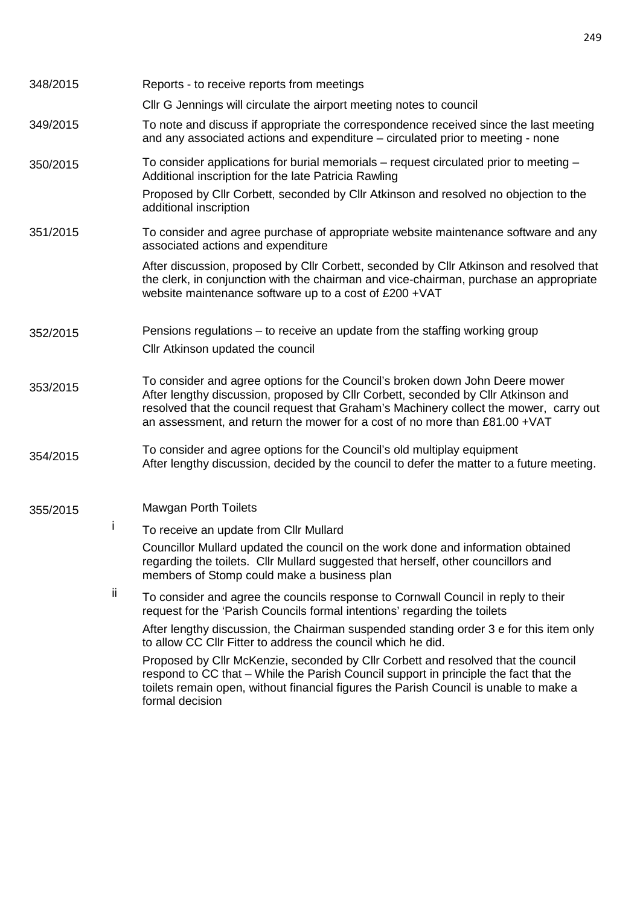**348/2015** Reports - to receive reports from meetings

Cllr G Jennings will circulate the airport meeting notes to council

**349/2015** To note and discuss if appropriate the correspondence received since the last meeting and any associated actions and expenditure – circulated prior to meeting - none

**350/2015** To consider applications for burial memorials – request circulated prior to meeting – Additional inscription for the late Patricia Rawling

Proposed by Cllr Corbett, seconded by Cllr Atkinson and resolved no objection to the additional inscription

**351/2015** To consider and agree purchase of appropriate website maintenance software and any associated actions and expenditure

After discussion, proposed by Cllr Corbett, seconded by Cllr Atkinson and resolved that the clerk, in conjunction with the chairman and vice-chairman, purchase an appropriate website maintenance software up to a cost of £200 +VAT

**352/2015** Pensions regulations – to receive an update from the staffing working group

Cllr Atkinson updated the council

**353/2015** To consider and agree options for the Council's broken down John Deere mower After lengthy discussion, proposed by Cllr Corbett, seconded by Cllr Atkinson and resolved that the council request that Graham's Machinery collect the mower, carry out an assessment, and return the mower for a cost of no more than £81.00 +VAT

**354/2015** To consider and agree options for the Council's old multiplay equipment After lengthy discussion, decided by the council to defer the matter to a future meeting.

**355/2015** Mawgan Porth Toilets

i. To receive an update from Cllr Mullard

Councillor Mullard updated the council on the work done and information obtained regarding the toilets. Cllr Mullard suggested that herself, other councillors and members of Stomp could make a business plan

ii. To consider and agree the councils response to Cornwall Council in reply to their request for the 'Parish Councils formal intentions' regarding the toilets

After lengthy discussion, the Chairman suspended standing order 3 e for this item only to allow CC Cllr Fitter to address the council which he did.

Proposed by Cllr McKenzie, seconded by Cllr Corbett and resolved that the council respond to CC that – While the Parish Council support in principle the fact that the toilets remain open, without financial figures the Parish Council is unable to make a formal decision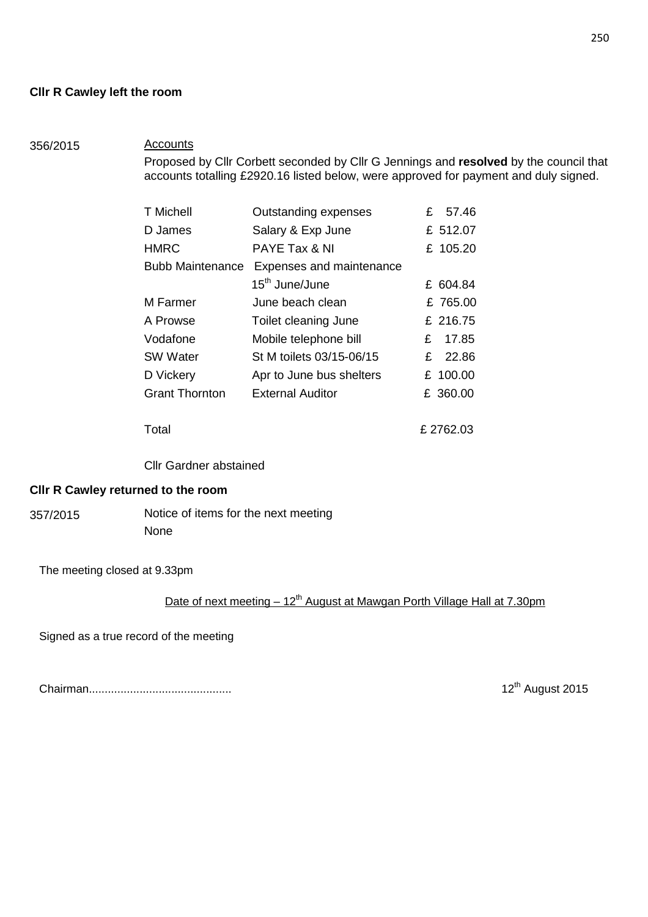**Cllr R Cawley left the room**

356/2015 Accounts

Proposed by Cllr Corbett seconded by Cllr G Jennings and **resolved** by the council that accounts totalling £2920.16 listed below, were approved for payment and duly signed.

| | | |
|---|---|---|
| T Michell | Outstanding expenses | £ 57.46 |
| D James | Salary & Exp June | £ 512.07 |
| HMRC | PAYE Tax & NI | £ 105.20 |
| Bubb Maintenance | Expenses and maintenance 15th June/June | £ 604.84 |
| M Farmer | June beach clean | £ 765.00 |
| A Prowse | Toilet cleaning June | £ 216.75 |
| Vodafone | Mobile telephone bill | £ 17.85 |
| SW Water | St M toilets 03/15-06/15 | £ 22.86 |
| D Vickery | Apr to June bus shelters | £ 100.00 |
| Grant Thornton | External Auditor | £ 360.00 |
| Total | | £ 2762.03 |

Cllr Gardner abstained

**Cllr R Cawley returned to the room**

357/2015 Notice of items for the next meeting

None

The meeting closed at 9.33pm

Date of next meeting – 12th August at Mawgan Porth Village Hall at 7.30pm

Signed as a true record of the meeting

Chairman............................................ 12th August 2015